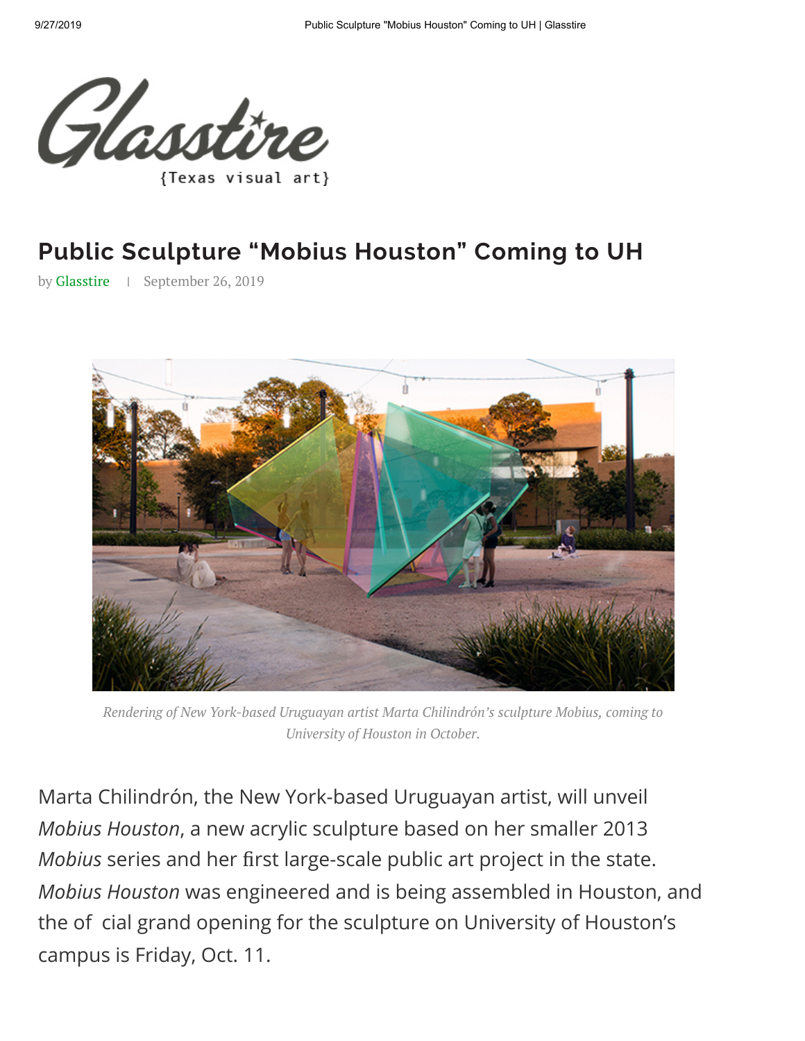Glasstire
{Texas visual art}

# Public Sculpture "Mobius Houston" Coming to UH

by Glasstire | September 26, 2019

*Rendering of New York-based Uruguayan artist Marta Chilindrón's sculpture Mobius, coming to University of Houston in October.*

Marta Chilindrón, the New York-based Uruguayan artist, will unveil *Mobius Houston*, a new acrylic sculpture based on her smaller 2013 *Mobius* series and her first large-scale public art project in the state. *Mobius Houston* was engineered and is being assembled in Houston, and the of cial grand opening for the sculpture on University of Houston's campus is Friday, Oct. 11.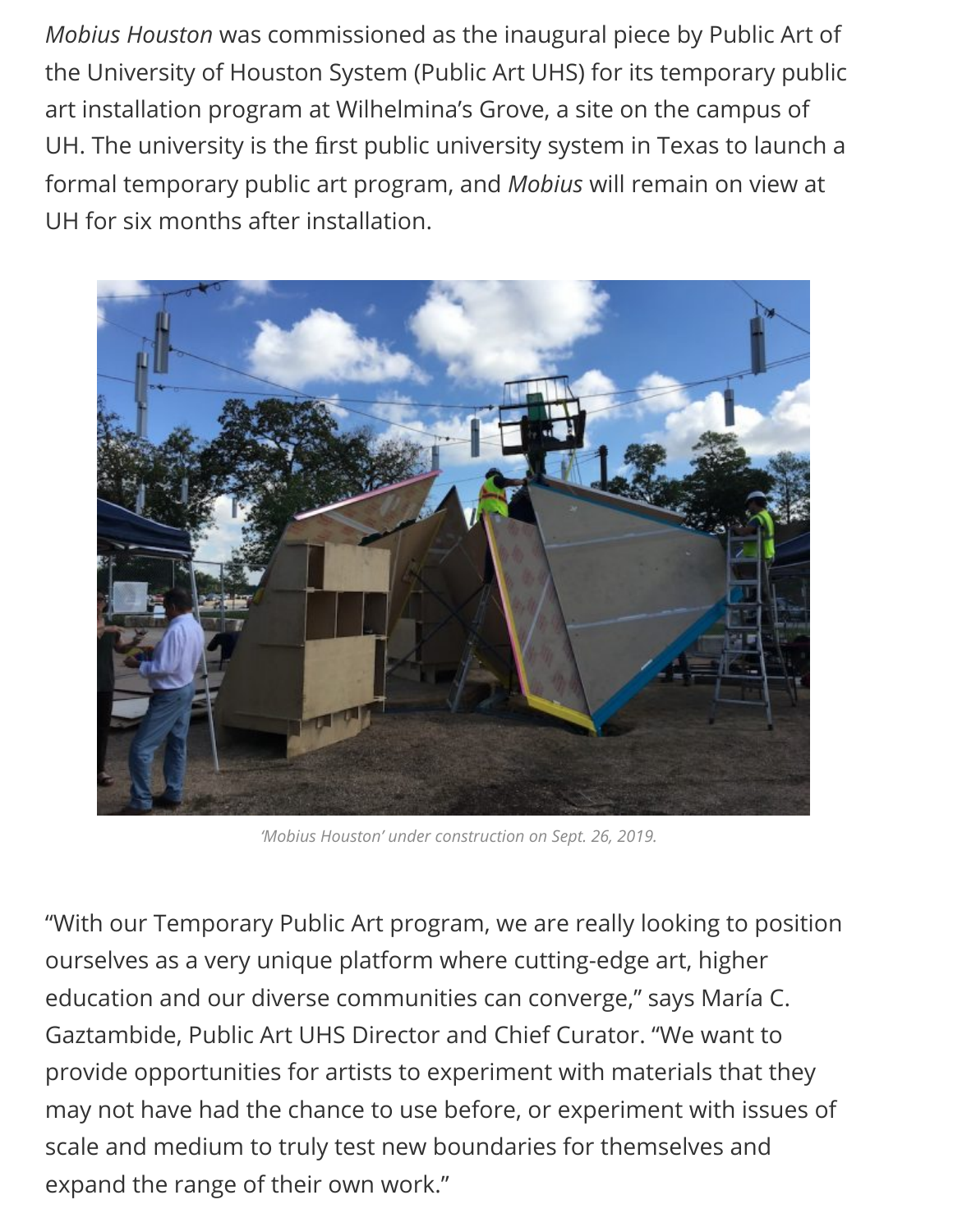*Mobius Houston* was commissioned as the inaugural piece by Public Art of the University of Houston System (Public Art UHS) for its temporary public art installation program at Wilhelmina's Grove, a site on the campus of UH. The university is the first public university system in Texas to launch a formal temporary public art program, and *Mobius* will remain on view at UH for six months after installation.

*'Mobius Houston' under construction on Sept. 26, 2019.*

"With our Temporary Public Art program, we are really looking to position ourselves as a very unique platform where cutting-edge art, higher education and our diverse communities can converge," says María C. Gaztambide, Public Art UHS Director and Chief Curator. "We want to provide opportunities for artists to experiment with materials that they may not have had the chance to use before, or experiment with issues of scale and medium to truly test new boundaries for themselves and expand the range of their own work."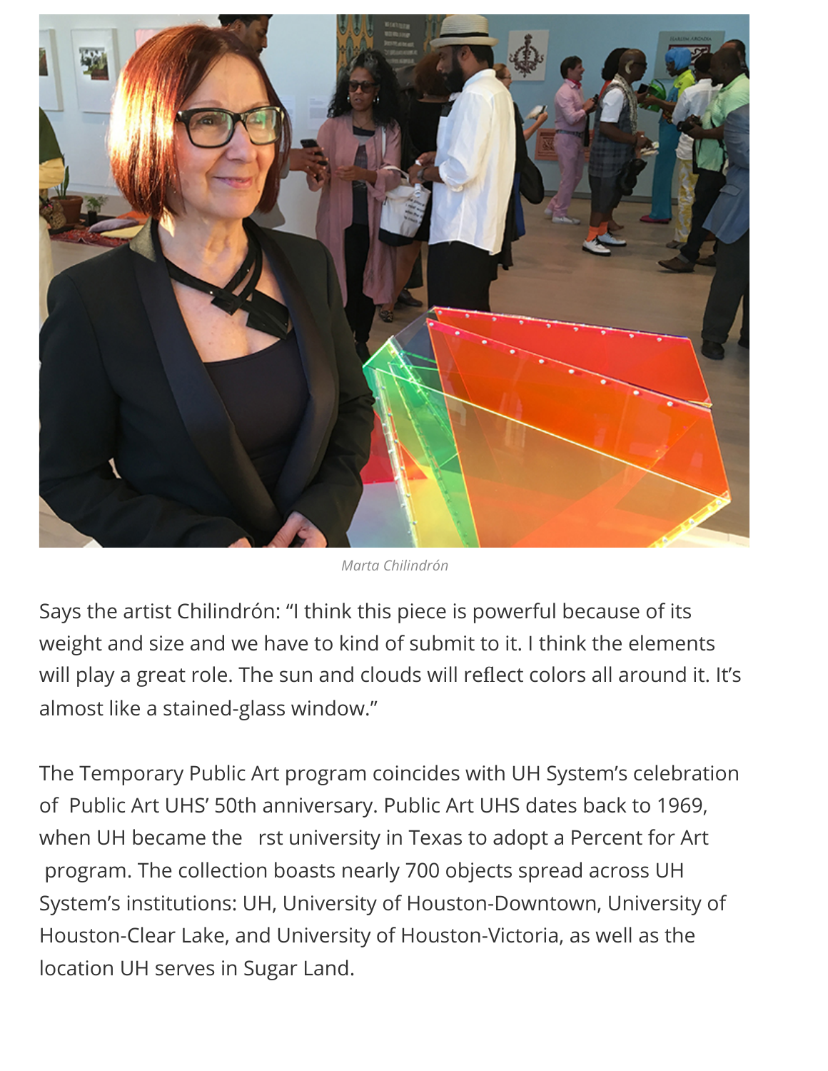*Marta Chilindrón*

Says the artist Chilindrón: "I think this piece is powerful because of its weight and size and we have to kind of submit to it. I think the elements will play a great role. The sun and clouds will reflect colors all around it. It's almost like a stained-glass window."

The Temporary Public Art program coincides with UH System's celebration of Public Art UHS' 50th anniversary. Public Art UHS dates back to 1969, when UH became the rst university in Texas to adopt a Percent for Art program. The collection boasts nearly 700 objects spread across UH System's institutions: UH, University of Houston-Downtown, University of Houston-Clear Lake, and University of Houston-Victoria, as well as the location UH serves in Sugar Land.